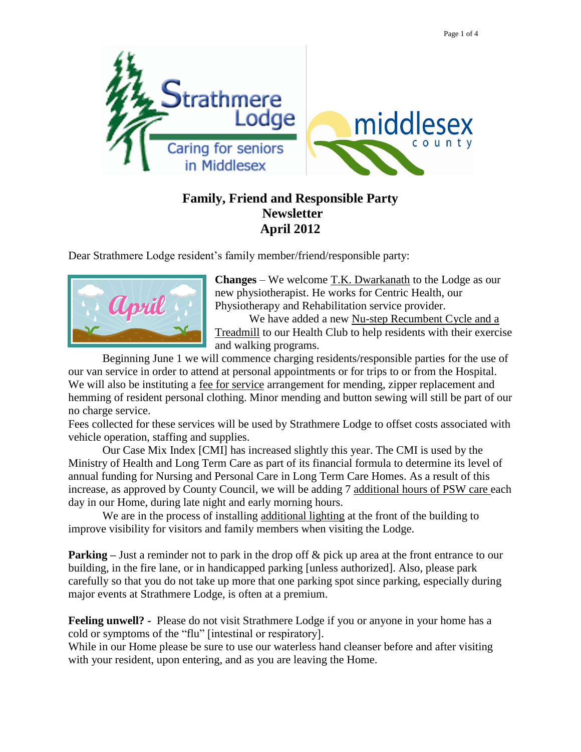# Family, Friend and Responsible Party Newsletter
# April 2012

Dear Strathmere Lodge resident's family member/friend/responsible party:

**Changes** – We welcome T.K. Dwarkanath to the Lodge as our new physiotherapist. He works for Centric Health, our Physiotherapy and Rehabilitation service provider.

We have added a new Nu-step Recumbent Cycle and a Treadmill to our Health Club to help residents with their exercise and walking programs.

Beginning June 1 we will commence charging residents/responsible parties for the use of our van service in order to attend at personal appointments or for trips to or from the Hospital. We will also be instituting a fee for service arrangement for mending, zipper replacement and hemming of resident personal clothing. Minor mending and button sewing will still be part of our no charge service.

Fees collected for these services will be used by Strathmere Lodge to offset costs associated with vehicle operation, staffing and supplies.

Our Case Mix Index [CMI] has increased slightly this year. The CMI is used by the Ministry of Health and Long Term Care as part of its financial formula to determine its level of annual funding for Nursing and Personal Care in Long Term Care Homes. As a result of this increase, as approved by County Council, we will be adding 7 additional hours of PSW care each day in our Home, during late night and early morning hours.

We are in the process of installing additional lighting at the front of the building to improve visibility for visitors and family members when visiting the Lodge.

**Parking –** Just a reminder not to park in the drop off & pick up area at the front entrance to our building, in the fire lane, or in handicapped parking [unless authorized]. Also, please park carefully so that you do not take up more that one parking spot since parking, especially during major events at Strathmere Lodge, is often at a premium.

**Feeling unwell? -** Please do not visit Strathmere Lodge if you or anyone in your home has a cold or symptoms of the "flu" [intestinal or respiratory].

While in our Home please be sure to use our waterless hand cleanser before and after visiting with your resident, upon entering, and as you are leaving the Home.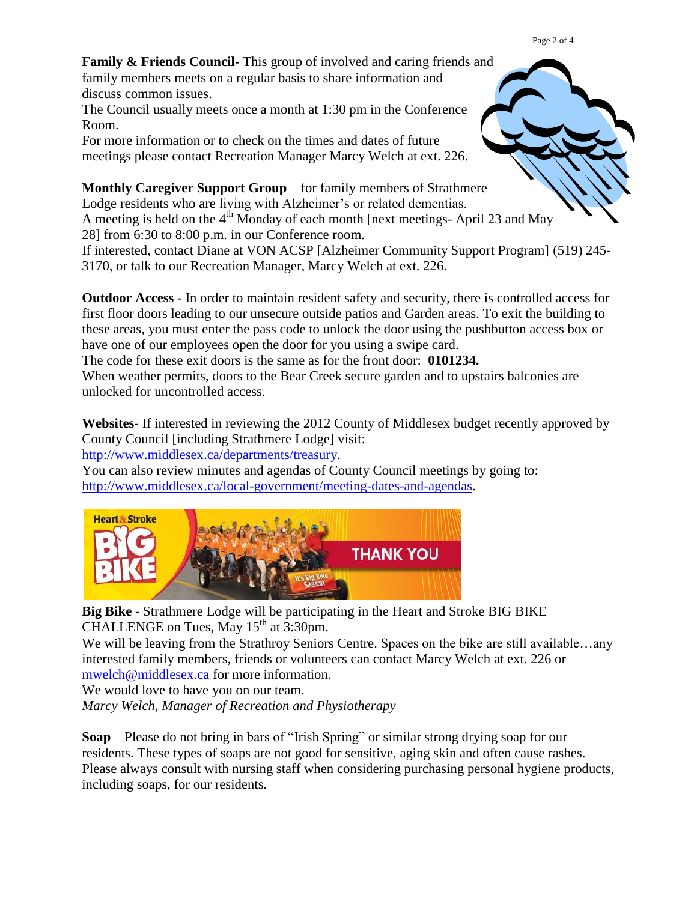**Family & Friends Council-** This group of involved and caring friends and family members meets on a regular basis to share information and discuss common issues.

The Council usually meets once a month at 1:30 pm in the Conference Room.

For more information or to check on the times and dates of future meetings please contact Recreation Manager Marcy Welch at ext. 226.

**Monthly Caregiver Support Group** – for family members of Strathmere Lodge residents who are living with Alzheimer's or related dementias.

A meeting is held on the 4th Monday of each month [next meetings- April 23 and May 28] from 6:30 to 8:00 p.m. in our Conference room.

If interested, contact Diane at VON ACSP [Alzheimer Community Support Program] (519) 245-3170, or talk to our Recreation Manager, Marcy Welch at ext. 226.

**Outdoor Access -** In order to maintain resident safety and security, there is controlled access for first floor doors leading to our unsecure outside patios and Garden areas. To exit the building to these areas, you must enter the pass code to unlock the door using the pushbutton access box or have one of our employees open the door for you using a swipe card.

The code for these exit doors is the same as for the front door: **0101234.**

When weather permits, doors to the Bear Creek secure garden and to upstairs balconies are unlocked for uncontrolled access.

**Websites**- If interested in reviewing the 2012 County of Middlesex budget recently approved by County Council [including Strathmere Lodge] visit:
http://www.middlesex.ca/departments/treasury.

You can also review minutes and agendas of County Council meetings by going to:
http://www.middlesex.ca/local-government/meeting-dates-and-agendas.

**Big Bike** - Strathmere Lodge will be participating in the Heart and Stroke BIG BIKE CHALLENGE on Tues, May 15th at 3:30pm.

We will be leaving from the Strathroy Seniors Centre. Spaces on the bike are still available…any interested family members, friends or volunteers can contact Marcy Welch at ext. 226 or mwelch@middlesex.ca for more information.

We would love to have you on our team.

*Marcy Welch, Manager of Recreation and Physiotherapy*

**Soap** – Please do not bring in bars of "Irish Spring" or similar strong drying soap for our residents. These types of soaps are not good for sensitive, aging skin and often cause rashes. Please always consult with nursing staff when considering purchasing personal hygiene products, including soaps, for our residents.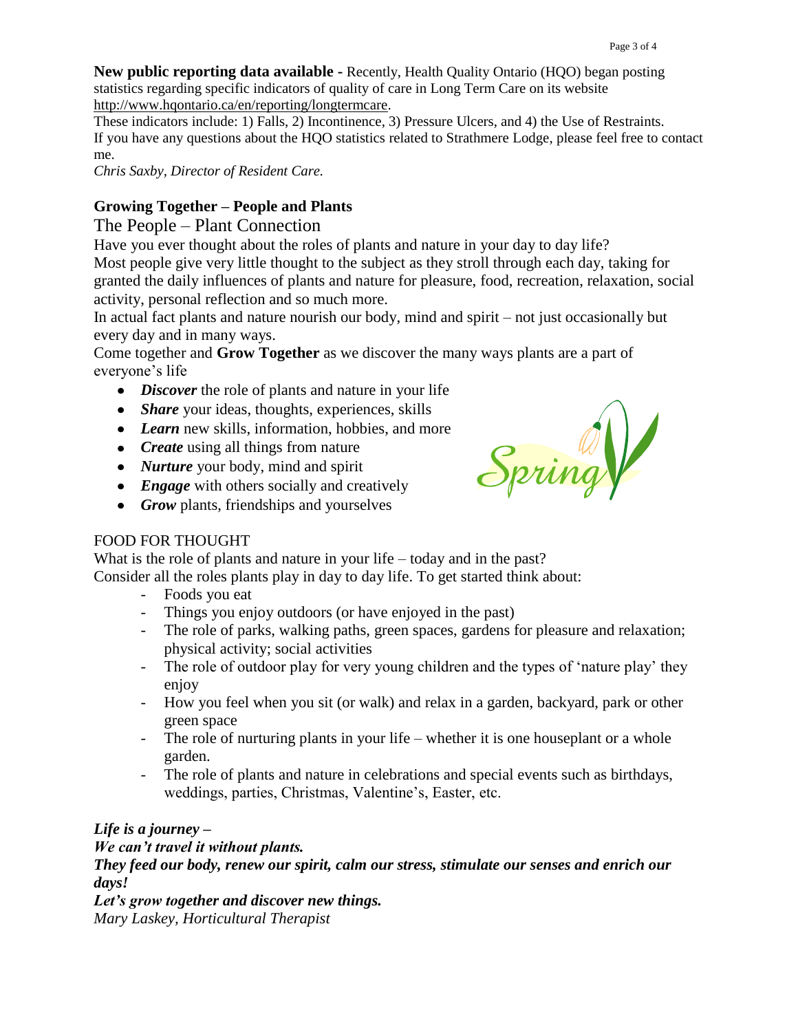**New public reporting data available -** Recently, Health Quality Ontario (HQO) began posting statistics regarding specific indicators of quality of care in Long Term Care on its website http://www.hqontario.ca/en/reporting/longtermcare.

These indicators include: 1) Falls, 2) Incontinence, 3) Pressure Ulcers, and 4) the Use of Restraints. If you have any questions about the HQO statistics related to Strathmere Lodge, please feel free to contact me.

*Chris Saxby, Director of Resident Care.*

## Growing Together – People and Plants

### The People – Plant Connection

Have you ever thought about the roles of plants and nature in your day to day life?

Most people give very little thought to the subject as they stroll through each day, taking for granted the daily influences of plants and nature for pleasure, food, recreation, relaxation, social activity, personal reflection and so much more.

In actual fact plants and nature nourish our body, mind and spirit – not just occasionally but every day and in many ways.

Come together and **Grow Together** as we discover the many ways plants are a part of everyone's life

- ***Discover*** the role of plants and nature in your life
- ***Share*** your ideas, thoughts, experiences, skills
- ***Learn*** new skills, information, hobbies, and more
- ***Create*** using all things from nature
- ***Nurture*** your body, mind and spirit
- ***Engage*** with others socially and creatively
- ***Grow*** plants, friendships and yourselves

Spring

FOOD FOR THOUGHT

What is the role of plants and nature in your life – today and in the past?

Consider all the roles plants play in day to day life. To get started think about:

- Foods you eat
- Things you enjoy outdoors (or have enjoyed in the past)
- The role of parks, walking paths, green spaces, gardens for pleasure and relaxation; physical activity; social activities
- The role of outdoor play for very young children and the types of 'nature play' they enjoy
- How you feel when you sit (or walk) and relax in a garden, backyard, park or other green space
- The role of nurturing plants in your life – whether it is one houseplant or a whole garden.
- The role of plants and nature in celebrations and special events such as birthdays, weddings, parties, Christmas, Valentine's, Easter, etc.

***Life is a journey –***

***We can't travel it without plants.***

***They feed our body, renew our spirit, calm our stress, stimulate our senses and enrich our days!***

***Let's grow together and discover new things.***

*Mary Laskey, Horticultural Therapist*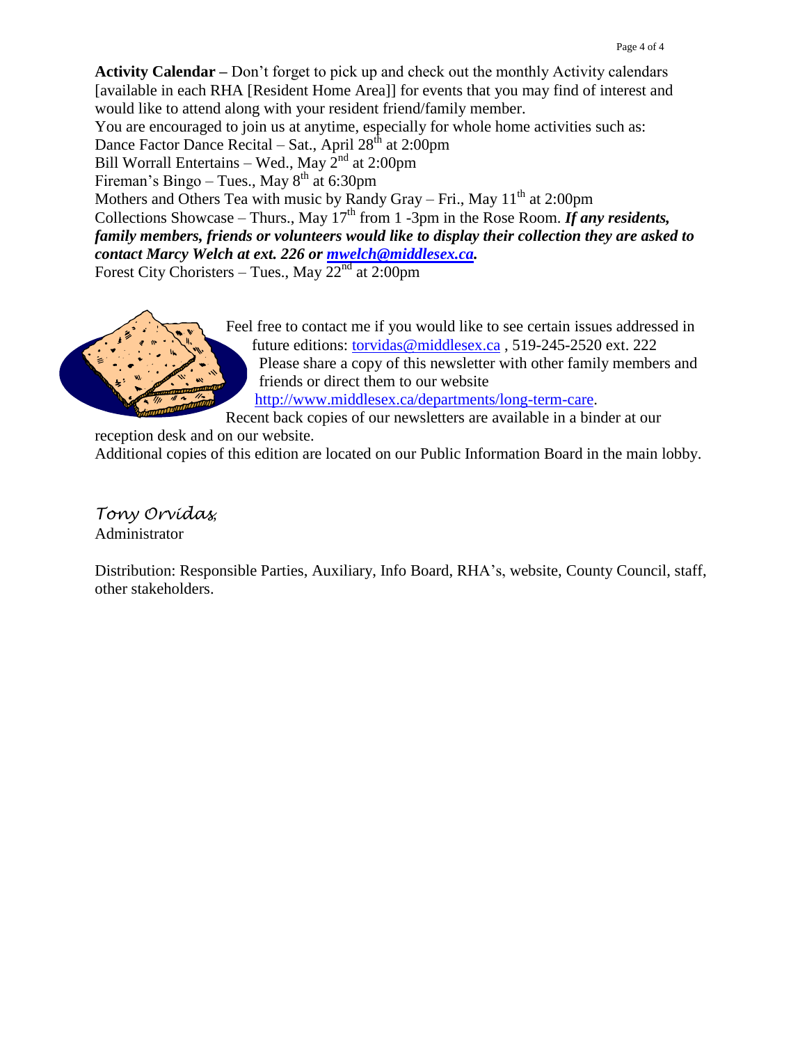**Activity Calendar –** Don't forget to pick up and check out the monthly Activity calendars [available in each RHA [Resident Home Area]] for events that you may find of interest and would like to attend along with your resident friend/family member.

You are encouraged to join us at anytime, especially for whole home activities such as:

Dance Factor Dance Recital – Sat., April 28th at 2:00pm

Bill Worrall Entertains – Wed., May 2nd at 2:00pm

Fireman's Bingo – Tues., May 8th at 6:30pm

Mothers and Others Tea with music by Randy Gray – Fri., May 11th at 2:00pm

Collections Showcase – Thurs., May 17th from 1 -3pm in the Rose Room. ***If any residents, family members, friends or volunteers would like to display their collection they are asked to contact Marcy Welch at ext. 226 or mwelch@middlesex.ca.***

Forest City Choristers – Tues., May 22nd at 2:00pm

Feel free to contact me if you would like to see certain issues addressed in future editions: torvidas@middlesex.ca , 519-245-2520 ext. 222

Please share a copy of this newsletter with other family members and friends or direct them to our website http://www.middlesex.ca/departments/long-term-care.

Recent back copies of our newsletters are available in a binder at our reception desk and on our website.

Additional copies of this edition are located on our Public Information Board in the main lobby.

*Tony Orvidas,*

Administrator

Distribution: Responsible Parties, Auxiliary, Info Board, RHA's, website, County Council, staff, other stakeholders.